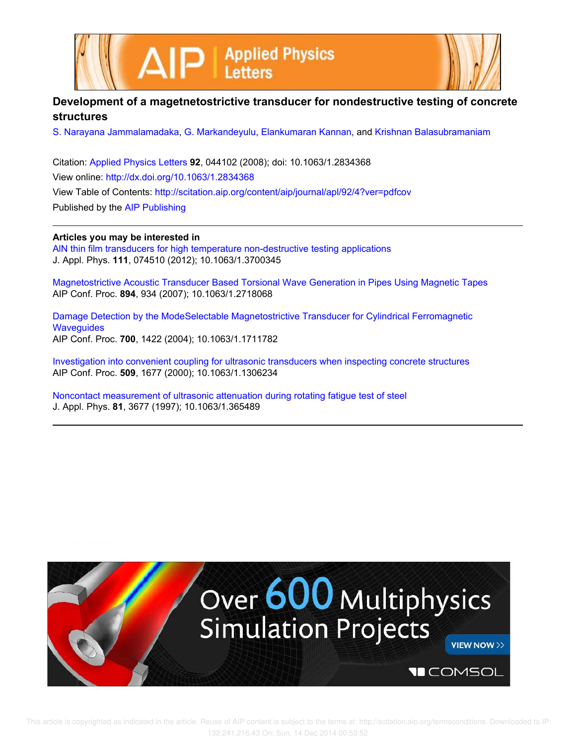# Development of a magetnetostrictive transducer for nondestructive testing of concrete structures

S. Narayana Jammalamadaka, G. Markandeyulu, Elankumaran Kannan, and Krishnan Balasubramaniam

Citation: Applied Physics Letters **92**, 044102 (2008); doi: 10.1063/1.2834368

View online: http://dx.doi.org/10.1063/1.2834368

View Table of Contents: http://scitation.aip.org/content/aip/journal/apl/92/4?ver=pdfcov

Published by the AIP Publishing

---

**Articles you may be interested in**

AlN thin film transducers for high temperature non-destructive testing applications
J. Appl. Phys. **111**, 074510 (2012); 10.1063/1.3700345

Magnetostrictive Acoustic Transducer Based Torsional Wave Generation in Pipes Using Magnetic Tapes
AIP Conf. Proc. **894**, 934 (2007); 10.1063/1.2718068

Damage Detection by the ModeSelectable Magnetostrictive Transducer for Cylindrical Ferromagnetic Waveguides
AIP Conf. Proc. **700**, 1422 (2004); 10.1063/1.1711782

Investigation into convenient coupling for ultrasonic transducers when inspecting concrete structures
AIP Conf. Proc. **509**, 1677 (2000); 10.1063/1.1306234

Noncontact measurement of ultrasonic attenuation during rotating fatigue test of steel
J. Appl. Phys. **81**, 3677 (1997); 10.1063/1.365489

---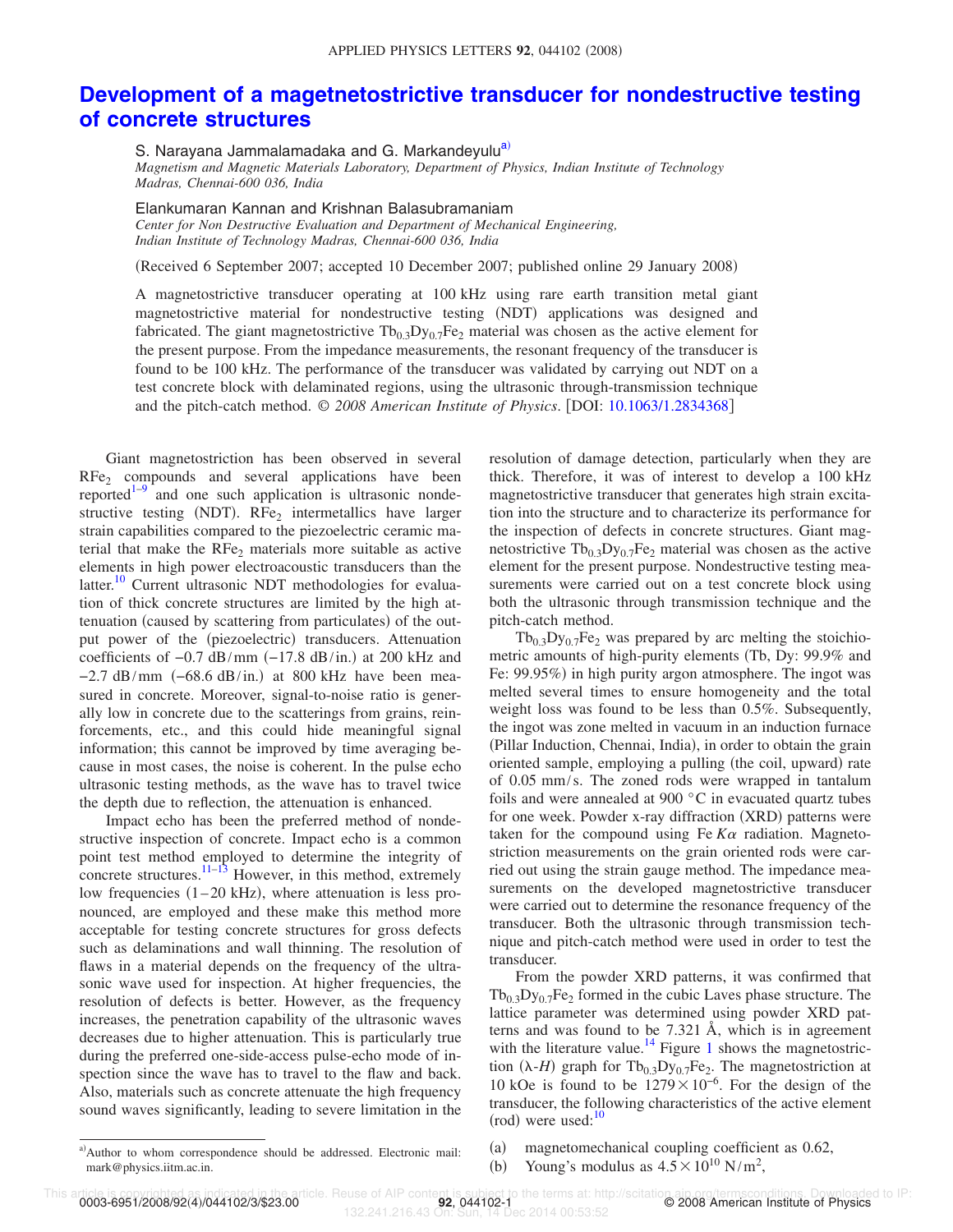# Development of a magetnetostrictive transducer for nondestructive testing of concrete structures

S. Narayana Jammalamadaka and G. Markandeyulu[a)]

*Magnetism and Magnetic Materials Laboratory, Department of Physics, Indian Institute of Technology Madras, Chennai-600 036, India*

Elankumaran Kannan and Krishnan Balasubramaniam

*Center for Non Destructive Evaluation and Department of Mechanical Engineering, Indian Institute of Technology Madras, Chennai-600 036, India*

(Received 6 September 2007; accepted 10 December 2007; published online 29 January 2008)

A magnetostrictive transducer operating at 100 kHz using rare earth transition metal giant magnetostrictive material for nondestructive testing (NDT) applications was designed and fabricated. The giant magnetostrictive $Tb_{0.3}Dy_{0.7}Fe_2$ material was chosen as the active element for the present purpose. From the impedance measurements, the resonant frequency of the transducer is found to be 100 kHz. The performance of the transducer was validated by carrying out NDT on a test concrete block with delaminated regions, using the ultrasonic through-transmission technique and the pitch-catch method. © *2008 American Institute of Physics*. [DOI: 10.1063/1.2834368]

Giant magnetostriction has been observed in several $RFe_2$ compounds and several applications have been reported[1–9] and one such application is ultrasonic nondestructive testing (NDT). $RFe_2$ intermetallics have larger strain capabilities compared to the piezoelectric ceramic material that make the $RFe_2$ materials more suitable as active elements in high power electroacoustic transducers than the latter.[10] Current ultrasonic NDT methodologies for evaluation of thick concrete structures are limited by the high attenuation (caused by scattering from particulates) of the output power of the (piezoelectric) transducers. Attenuation coefficients of −0.7 dB/mm (−17.8 dB/in.) at 200 kHz and −2.7 dB/mm (−68.6 dB/in.) at 800 kHz have been measured in concrete. Moreover, signal-to-noise ratio is generally low in concrete due to the scatterings from grains, reinforcements, etc., and this could hide meaningful signal information; this cannot be improved by time averaging because in most cases, the noise is coherent. In the pulse echo ultrasonic testing methods, as the wave has to travel twice the depth due to reflection, the attenuation is enhanced.

Impact echo has been the preferred method of nondestructive inspection of concrete. Impact echo is a common point test method employed to determine the integrity of concrete structures.[11–13] However, in this method, extremely low frequencies (1–20 kHz), where attenuation is less pronounced, are employed and these make this method more acceptable for testing concrete structures for gross defects such as delaminations and wall thinning. The resolution of flaws in a material depends on the frequency of the ultrasonic wave used for inspection. At higher frequencies, the resolution of defects is better. However, as the frequency increases, the penetration capability of the ultrasonic waves decreases due to higher attenuation. This is particularly true during the preferred one-side-access pulse-echo mode of inspection since the wave has to travel to the flaw and back. Also, materials such as concrete attenuate the high frequency sound waves significantly, leading to severe limitation in the resolution of damage detection, particularly when they are thick. Therefore, it was of interest to develop a 100 kHz magnetostrictive transducer that generates high strain excitation into the structure and to characterize its performance for the inspection of defects in concrete structures. Giant magnetostrictive $Tb_{0.3}Dy_{0.7}Fe_2$ material was chosen as the active element for the present purpose. Nondestructive testing measurements were carried out on a test concrete block using both the ultrasonic through transmission technique and the pitch-catch method.

$Tb_{0.3}Dy_{0.7}Fe_2$ was prepared by arc melting the stoichiometric amounts of high-purity elements (Tb, Dy: 99.9% and Fe: 99.95%) in high purity argon atmosphere. The ingot was melted several times to ensure homogeneity and the total weight loss was found to be less than 0.5%. Subsequently, the ingot was zone melted in vacuum in an induction furnace (Pillar Induction, Chennai, India), in order to obtain the grain oriented sample, employing a pulling (the coil, upward) rate of 0.05 mm/s. The zoned rods were wrapped in tantalum foils and were annealed at 900 °C in evacuated quartz tubes for one week. Powder x-ray diffraction (XRD) patterns were taken for the compound using Fe $K\alpha$ radiation. Magnetostriction measurements on the grain oriented rods were carried out using the strain gauge method. The impedance measurements on the developed magnetostrictive transducer were carried out to determine the resonance frequency of the transducer. Both the ultrasonic through transmission technique and pitch-catch method were used in order to test the transducer.

From the powder XRD patterns, it was confirmed that $Tb_{0.3}Dy_{0.7}Fe_2$ formed in the cubic Laves phase structure. The lattice parameter was determined using powder XRD patterns and was found to be 7.321 Å, which is in agreement with the literature value.[14] Figure 1 shows the magnetostriction ($\lambda$-$H$) graph for $Tb_{0.3}Dy_{0.7}Fe_2$. The magnetostriction at 10 kOe is found to be $1279 \times 10^{-6}$. For the design of the transducer, the following characteristics of the active element (rod) were used:[10]

(a) magnetomechanical coupling coefficient as 0.62,
(b) Young's modulus as $4.5 \times 10^{10}$ N/m$^2$,

[a)]Author to whom correspondence should be addressed. Electronic mail: mark@physics.iitm.ac.in.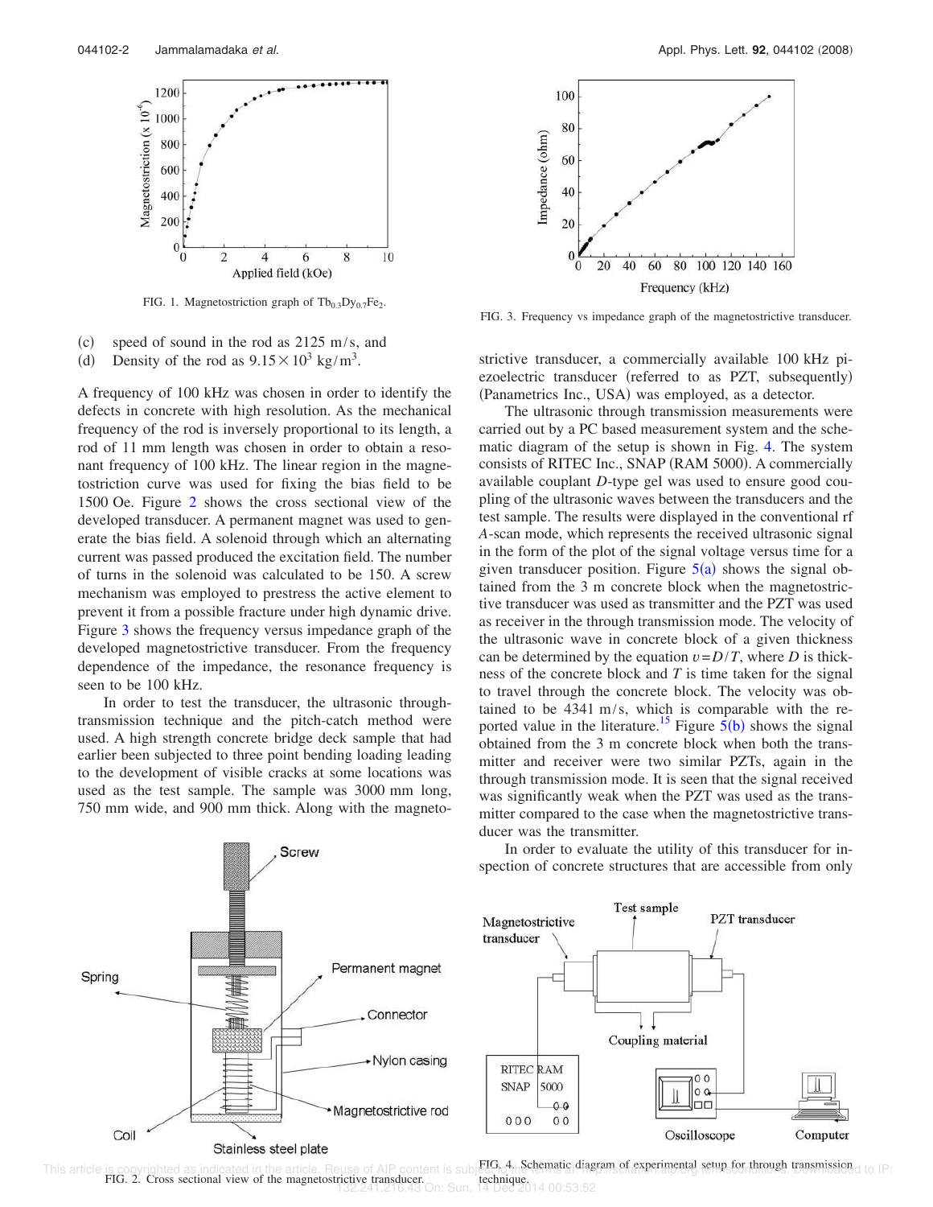FIG. 1. Magnetostriction graph of $Tb_{0.3}Dy_{0.7}Fe_2$.

(c) speed of sound in the rod as 2125 m/s, and

(d) Density of the rod as $9.15 \times 10^3$ kg/m$^3$.

A frequency of 100 kHz was chosen in order to identify the defects in concrete with high resolution. As the mechanical frequency of the rod is inversely proportional to its length, a rod of 11 mm length was chosen in order to obtain a resonant frequency of 100 kHz. The linear region in the magnetostriction curve was used for fixing the bias field to be 1500 Oe. Figure 2 shows the cross sectional view of the developed transducer. A permanent magnet was used to generate the bias field. A solenoid through which an alternating current was passed produced the excitation field. The number of turns in the solenoid was calculated to be 150. A screw mechanism was employed to prestress the active element to prevent it from a possible fracture under high dynamic drive. Figure 3 shows the frequency versus impedance graph of the developed magnetostrictive transducer. From the frequency dependence of the impedance, the resonance frequency is seen to be 100 kHz.

In order to test the transducer, the ultrasonic through-transmission technique and the pitch-catch method were used. A high strength concrete bridge deck sample that had earlier been subjected to three point bending loading leading to the development of visible cracks at some locations was used as the test sample. The sample was 3000 mm long, 750 mm wide, and 900 mm thick. Along with the magnetostrictive transducer, a commercially available 100 kHz piezoelectric transducer (referred to as PZT, subsequently) (Panametrics Inc., USA) was employed, as a detector.

FIG. 3. Frequency vs impedance graph of the magnetostrictive transducer.

The ultrasonic through transmission measurements were carried out by a PC based measurement system and the schematic diagram of the setup is shown in Fig. 4. The system consists of RITEC Inc., SNAP (RAM 5000). A commercially available couplant *D*-type gel was used to ensure good coupling of the ultrasonic waves between the transducers and the test sample. The results were displayed in the conventional rf *A*-scan mode, which represents the received ultrasonic signal in the form of the plot of the signal voltage versus time for a given transducer position. Figure 5(a) shows the signal obtained from the 3 m concrete block when the magnetostrictive transducer was used as transmitter and the PZT was used as receiver in the through transmission mode. The velocity of the ultrasonic wave in concrete block of a given thickness can be determined by the equation $v = D/T$, where $D$ is thickness of the concrete block and $T$ is time taken for the signal to travel through the concrete block. The velocity was obtained to be 4341 m/s, which is comparable with the reported value in the literature.[15] Figure 5(b) shows the signal obtained from the 3 m concrete block when both the transmitter and receiver were two similar PZTs, again in the through transmission mode. It is seen that the signal received was significantly weak when the PZT was used as the transmitter compared to the case when the magnetostrictive transducer was the transmitter.

In order to evaluate the utility of this transducer for inspection of concrete structures that are accessible from only

FIG. 2. Cross sectional view of the magnetostrictive transducer.

FIG. 4. Schematic diagram of experimental setup for through transmission technique.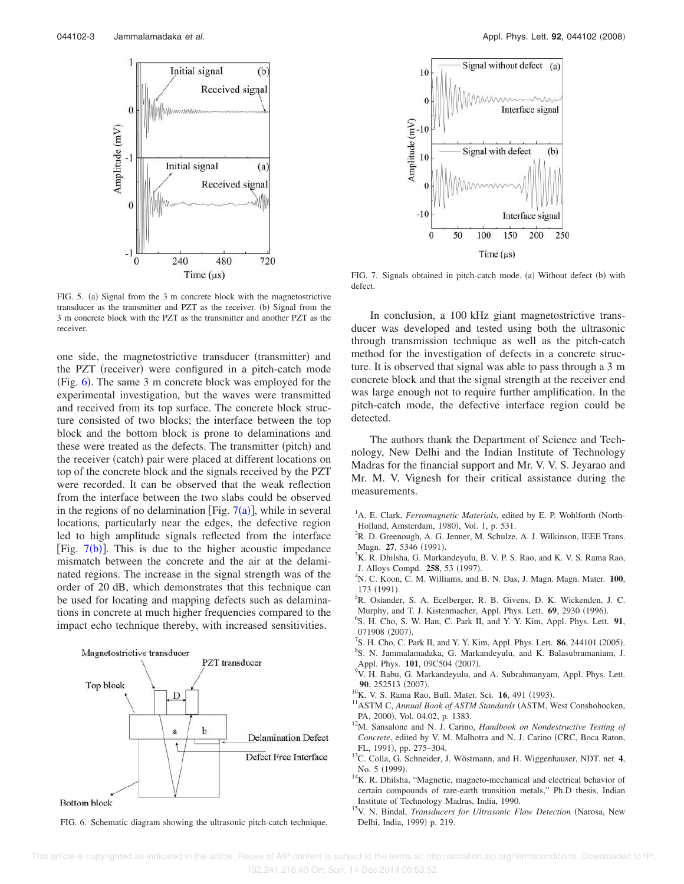Initial signal

(b)

Received signal

0

Amplitude (mV)

-1

1

Initial signal

(a)

Received signal

0

-1

0

240

480

720

Time (μs)

FIG. 5. (a) Signal from the 3 m concrete block with the magnetostrictive transducer as the transmitter and PZT as the receiver. (b) Signal from the 3 m concrete block with the PZT as the transmitter and another PZT as the receiver.

one side, the magnetostrictive transducer (transmitter) and the PZT (receiver) were configured in a pitch-catch mode (Fig. 6). The same 3 m concrete block was employed for the experimental investigation, but the waves were transmitted and received from its top surface. The concrete block structure consisted of two blocks; the interface between the top block and the bottom block is prone to delaminations and these were treated as the defects. The transmitter (pitch) and the receiver (catch) pair were placed at different locations on top of the concrete block and the signals received by the PZT were recorded. It can be observed that the weak reflection from the interface between the two slabs could be observed in the regions of no delamination [Fig. 7(a)], while in several locations, particularly near the edges, the defective region led to high amplitude signals reflected from the interface [Fig. 7(b)]. This is due to the higher acoustic impedance mismatch between the concrete and the air at the delaminated regions. The increase in the signal strength was of the order of 20 dB, which demonstrates that this technique can be used for locating and mapping defects such as delaminations in concrete at much higher frequencies compared to the impact echo technique thereby, with increased sensitivities.

Magnetostrictive transducer

PZT transducer

Top block

D

a

b

Delamination Defect

Defect Free Interface

Bottom block

FIG. 6. Schematic diagram showing the ultrasonic pitch-catch technique.

Signal without defect (a)

10

0

Interface signal

-10

Amplitude (mV)

Signal with defect (b)

10

0

-10

Interface signal

0

50

100

150

200

250

Time (μs)

FIG. 7. Signals obtained in pitch-catch mode. (a) Without defect (b) with defect.

In conclusion, a 100 kHz giant magnetostrictive transducer was developed and tested using both the ultrasonic through transmission technique as well as the pitch-catch method for the investigation of defects in a concrete structure. It is observed that signal was able to pass through a 3 m concrete block and that the signal strength at the receiver end was large enough not to require further amplification. In the pitch-catch mode, the defective interface region could be detected.

The authors thank the Department of Science and Technology, New Delhi and the Indian Institute of Technology Madras for the financial support and Mr. V. V. S. Jeyarao and Mr. M. V. Vignesh for their critical assistance during the measurements.

[1] A. E. Clark, *Ferromagnetic Materials*, edited by E. P. Wohlforth (North-Holland, Amsterdam, 1980), Vol. 1, p. 531.

[2] R. D. Greenough, A. G. Jenner, M. Schulze, A. J. Wilkinson, IEEE Trans. Magn. **27**, 5346 (1991).

[3] K. R. Dhilsha, G. Markandeyulu, B. V. P. S. Rao, and K. V. S. Rama Rao, J. Alloys Compd. **258**, 53 (1997).

[4] N. C. Koon, C. M. Williams, and B. N. Das, J. Magn. Magn. Mater. **100**, 173 (1991).

[5] R. Osiander, S. A. Ecelberger, R. B. Givens, D. K. Wickenden, J. C. Murphy, and T. J. Kistenmacher, Appl. Phys. Lett. **69**, 2930 (1996).

[6] S. H. Cho, S. W. Han, C. Park II, and Y. Y. Kim, Appl. Phys. Lett. **91**, 071908 (2007).

[7] S. H. Cho, C. Park II, and Y. Y. Kim, Appl. Phys. Lett. **86**, 244101 (2005).

[8] S. N. Jammalamadaka, G. Markandeyulu, and K. Balasubramaniam, J. Appl. Phys. **101**, 09C504 (2007).

[9] V. H. Babu, G. Markandeyulu, and A. Subrahmanyam, Appl. Phys. Lett. **90**, 252513 (2007).

[10] K. V. S. Rama Rao, Bull. Mater. Sci. **16**, 491 (1993).

[11] ASTM C, *Annual Book of ASTM Standards* (ASTM, West Conshohocken, PA, 2000), Vol. 04.02, p. 1383.

[12] M. Sansalone and N. J. Carino, *Handbook on Nondestructive Testing of Concrete*, edited by V. M. Malhotra and N. J. Carino (CRC, Boca Raton, FL, 1991), pp. 275–304.

[13] C. Colla, G. Schneider, J. Wöstmann, and H. Wiggenhauser, NDT. net **4**, No. 5 (1999).

[14] K. R. Dhilsha, "Magnetic, magneto-mechanical and electrical behavior of certain compounds of rare-earth transition metals," Ph.D thesis, Indian Institute of Technology Madras, India, 1990.

[15] V. N. Bindal, *Transducers for Ultrasonic Flaw Detection* (Narosa, New Delhi, India, 1999) p. 219.